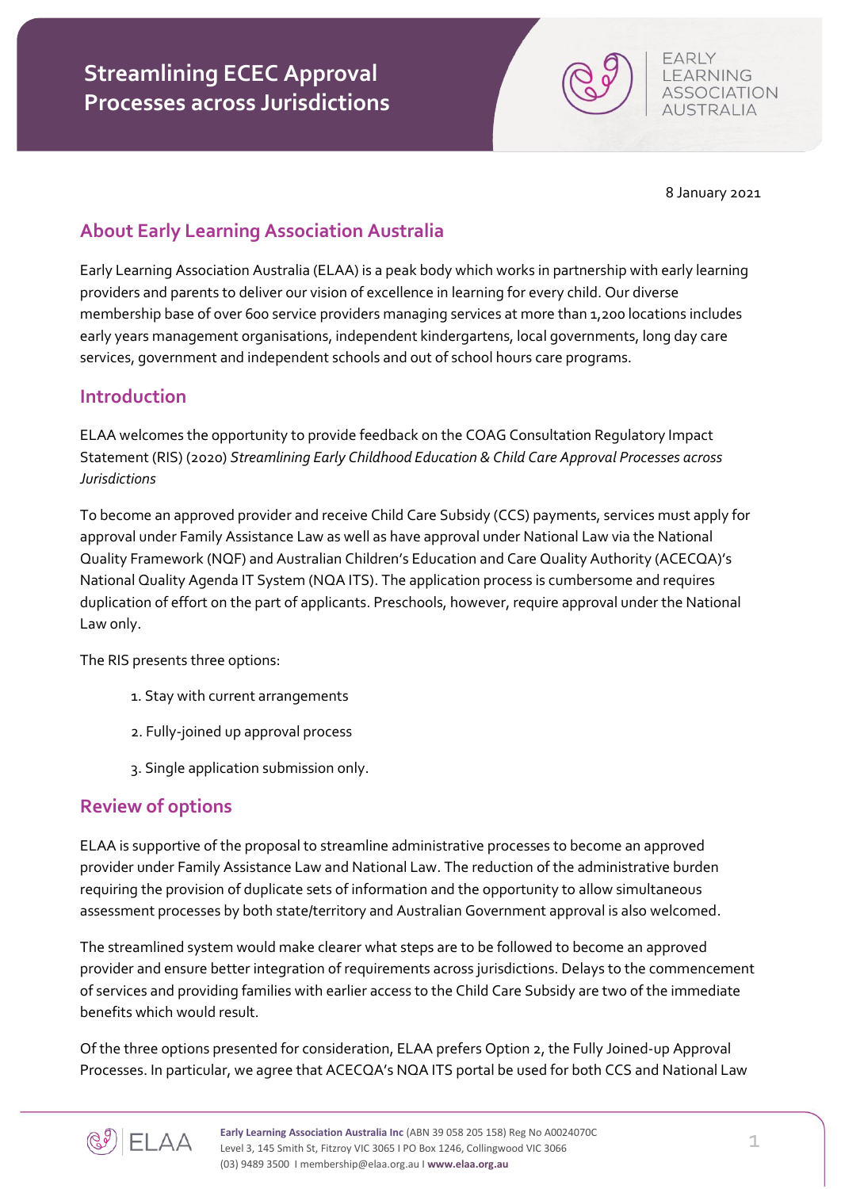# Streamlining ECEC Approval Processes across Jurisdictions

8 January 2021

## About Early Learning Association Australia

Early Learning Association Australia (ELAA) is a peak body which works in partnership with early learning providers and parents to deliver our vision of excellence in learning for every child. Our diverse membership base of over 600 service providers managing services at more than 1,200 locations includes early years management organisations, independent kindergartens, local governments, long day care services, government and independent schools and out of school hours care programs.

## Introduction

ELAA welcomes the opportunity to provide feedback on the COAG Consultation Regulatory Impact Statement (RIS) (2020) *Streamlining Early Childhood Education & Child Care Approval Processes across Jurisdictions*

To become an approved provider and receive Child Care Subsidy (CCS) payments, services must apply for approval under Family Assistance Law as well as have approval under National Law via the National Quality Framework (NQF) and Australian Children's Education and Care Quality Authority (ACECQA)'s National Quality Agenda IT System (NQA ITS). The application process is cumbersome and requires duplication of effort on the part of applicants. Preschools, however, require approval under the National Law only.

The RIS presents three options:

1. Stay with current arrangements
2. Fully-joined up approval process
3. Single application submission only.

## Review of options

ELAA is supportive of the proposal to streamline administrative processes to become an approved provider under Family Assistance Law and National Law. The reduction of the administrative burden requiring the provision of duplicate sets of information and the opportunity to allow simultaneous assessment processes by both state/territory and Australian Government approval is also welcomed.

The streamlined system would make clearer what steps are to be followed to become an approved provider and ensure better integration of requirements across jurisdictions. Delays to the commencement of services and providing families with earlier access to the Child Care Subsidy are two of the immediate benefits which would result.

Of the three options presented for consideration, ELAA prefers Option 2, the Fully Joined-up Approval Processes. In particular, we agree that ACECQA's NQA ITS portal be used for both CCS and National Law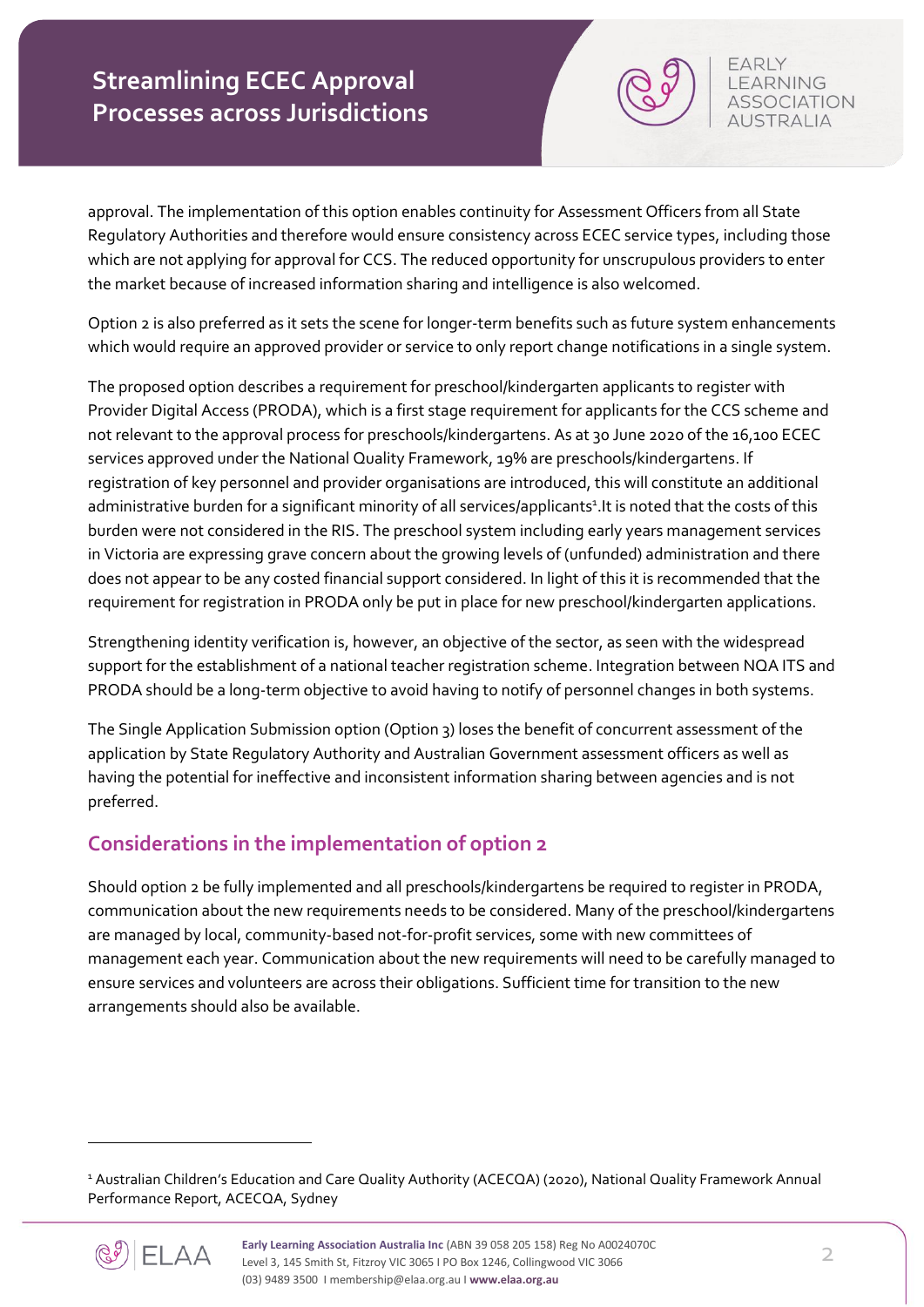approval. The implementation of this option enables continuity for Assessment Officers from all State Regulatory Authorities and therefore would ensure consistency across ECEC service types, including those which are not applying for approval for CCS. The reduced opportunity for unscrupulous providers to enter the market because of increased information sharing and intelligence is also welcomed.

Option 2 is also preferred as it sets the scene for longer-term benefits such as future system enhancements which would require an approved provider or service to only report change notifications in a single system.

The proposed option describes a requirement for preschool/kindergarten applicants to register with Provider Digital Access (PRODA), which is a first stage requirement for applicants for the CCS scheme and not relevant to the approval process for preschools/kindergartens. As at 30 June 2020 of the 16,100 ECEC services approved under the National Quality Framework, 19% are preschools/kindergartens. If registration of key personnel and provider organisations are introduced, this will constitute an additional administrative burden for a significant minority of all services/applicants[1].It is noted that the costs of this burden were not considered in the RIS. The preschool system including early years management services in Victoria are expressing grave concern about the growing levels of (unfunded) administration and there does not appear to be any costed financial support considered. In light of this it is recommended that the requirement for registration in PRODA only be put in place for new preschool/kindergarten applications.

Strengthening identity verification is, however, an objective of the sector, as seen with the widespread support for the establishment of a national teacher registration scheme. Integration between NQA ITS and PRODA should be a long-term objective to avoid having to notify of personnel changes in both systems.

The Single Application Submission option (Option 3) loses the benefit of concurrent assessment of the application by State Regulatory Authority and Australian Government assessment officers as well as having the potential for ineffective and inconsistent information sharing between agencies and is not preferred.

## Considerations in the implementation of option 2

Should option 2 be fully implemented and all preschools/kindergartens be required to register in PRODA, communication about the new requirements needs to be considered. Many of the preschool/kindergartens are managed by local, community-based not-for-profit services, some with new committees of management each year. Communication about the new requirements will need to be carefully managed to ensure services and volunteers are across their obligations. Sufficient time for transition to the new arrangements should also be available.

[1] Australian Children's Education and Care Quality Authority (ACECQA) (2020), National Quality Framework Annual Performance Report, ACECQA, Sydney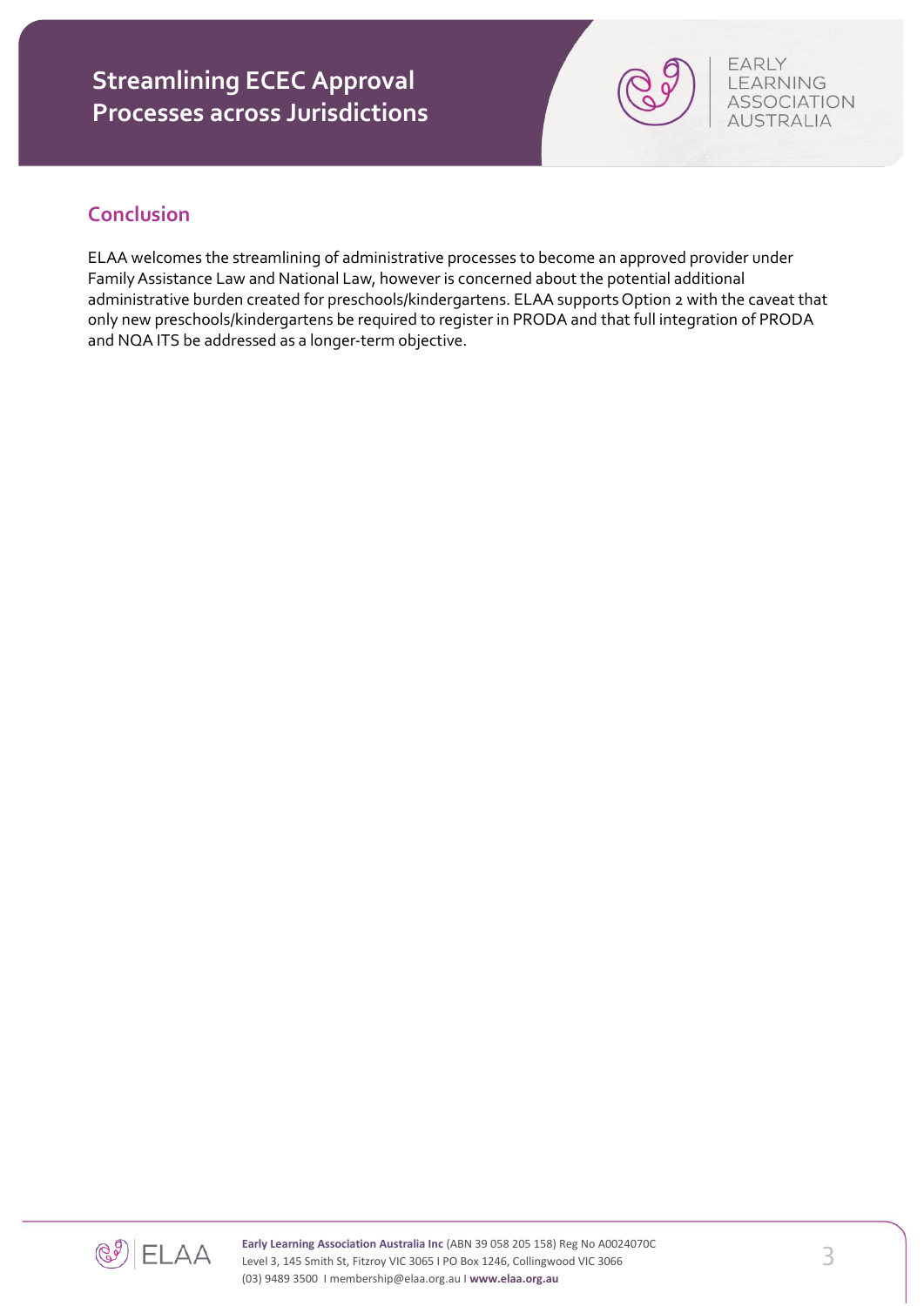## Conclusion

ELAA welcomes the streamlining of administrative processes to become an approved provider under Family Assistance Law and National Law, however is concerned about the potential additional administrative burden created for preschools/kindergartens. ELAA supports Option 2 with the caveat that only new preschools/kindergartens be required to register in PRODA and that full integration of PRODA and NQA ITS be addressed as a longer-term objective.